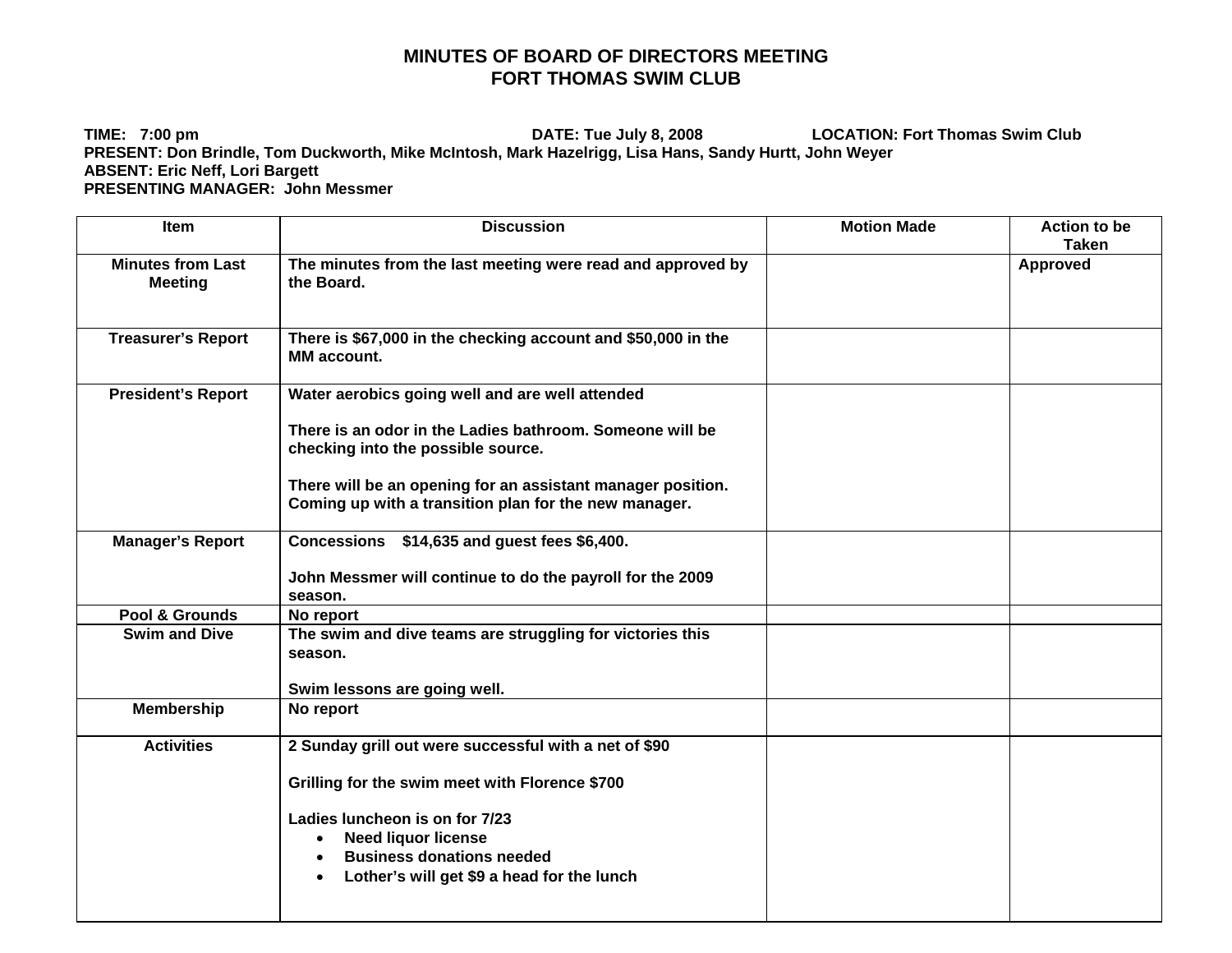# MINUTES OF BOARD OF DIRECTORS MEETING
## FORT THOMAS SWIM CLUB

**TIME: 7:00 pm** **DATE: Tue July 8, 2008** **LOCATION: Fort Thomas Swim Club**
**PRESENT: Don Brindle, Tom Duckworth, Mike McIntosh, Mark Hazelrigg, Lisa Hans, Sandy Hurtt, John Weyer**
**ABSENT: Eric Neff, Lori Bargett**
**PRESENTING MANAGER: John Messmer**

| Item | Discussion | Motion Made | Action to be Taken |
|---|---|---|---|
| Minutes from Last Meeting | The minutes from the last meeting were read and approved by the Board. | | Approved |
| Treasurer's Report | There is $67,000 in the checking account and $50,000 in the MM account. | | |
| President's Report | Water aerobics going well and are well attended<br><br>There is an odor in the Ladies bathroom. Someone will be checking into the possible source.<br><br>There will be an opening for an assistant manager position. Coming up with a transition plan for the new manager. | | |
| Manager's Report | Concessions $14,635 and guest fees $6,400.<br><br>John Messmer will continue to do the payroll for the 2009 season. | | |
| Pool & Grounds | No report | | |
| Swim and Dive | The swim and dive teams are struggling for victories this season.<br><br>Swim lessons are going well. | | |
| Membership | No report | | |
| Activities | 2 Sunday grill out were successful with a net of $90<br><br>Grilling for the swim meet with Florence $700<br><br>Ladies luncheon is on for 7/23<br>• Need liquor license<br>• Business donations needed<br>• Lother's will get $9 a head for the lunch | | |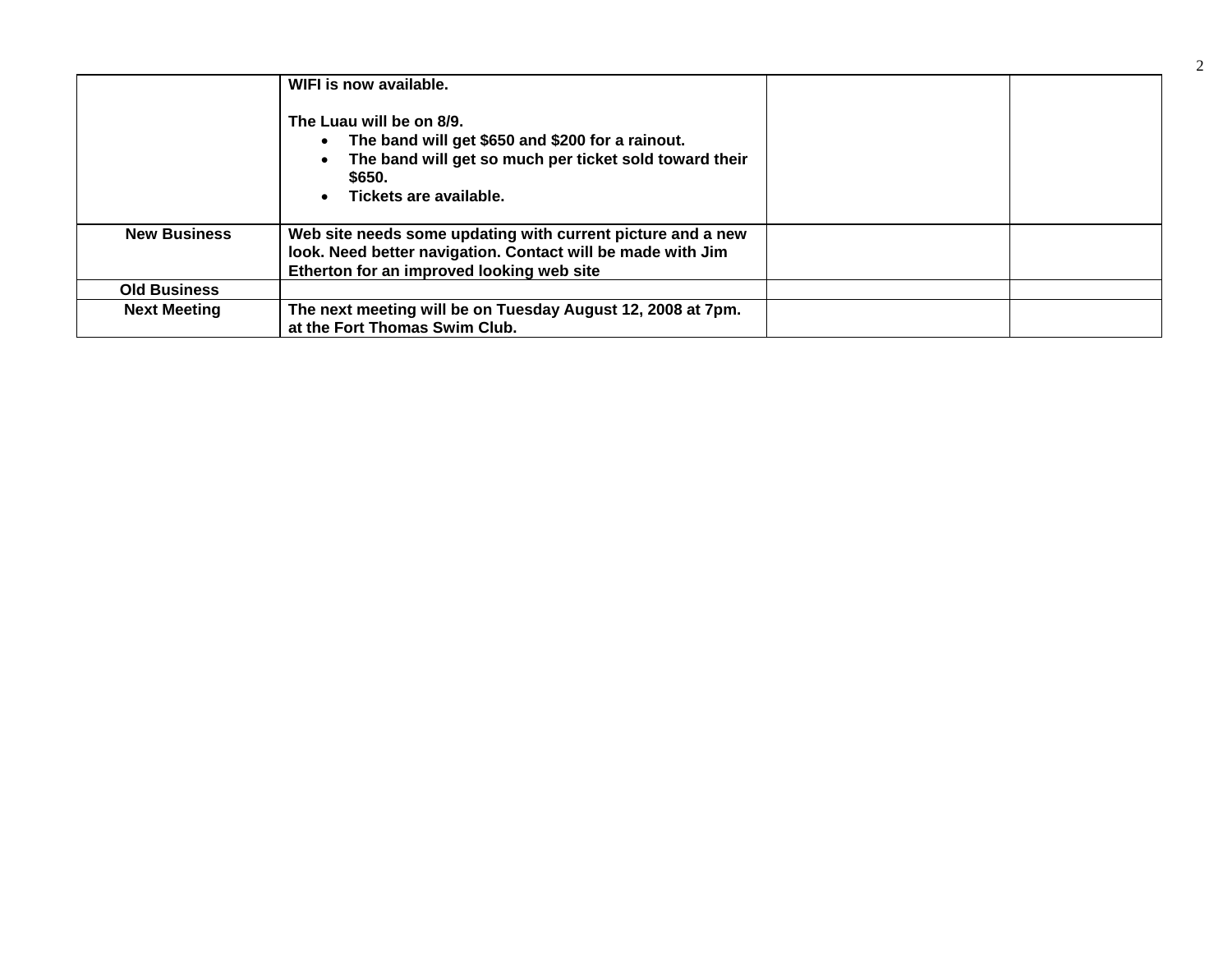| | | | |
|---|---|---|---|
| | **WIFI is now available.**<br><br>**The Luau will be on 8/9.**<br>• **The band will get $650 and $200 for a rainout.**<br>• **The band will get so much per ticket sold toward their $650.**<br>• **Tickets are available.** | | |
| **New Business** | **Web site needs some updating with current picture and a new look. Need better navigation. Contact will be made with Jim Etherton for an improved looking web site** | | |
| **Old Business** | | | |
| **Next Meeting** | **The next meeting will be on Tuesday August 12, 2008 at 7pm. at the Fort Thomas Swim Club.** | | |